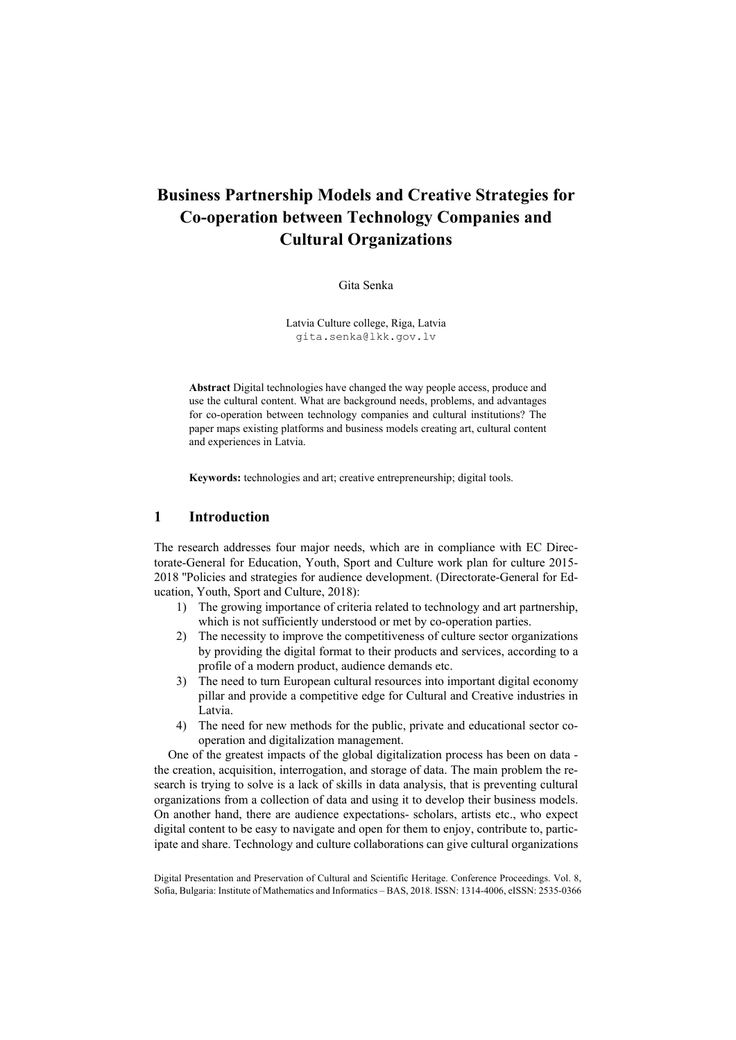# Business Partnership Models and Creative Strategies for Co-operation between Technology Companies and Cultural Organizations

Gita Senka

Latvia Culture college, Riga, Latvia
gita.senka@lkk.gov.lv

**Abstract** Digital technologies have changed the way people access, produce and use the cultural content. What are background needs, problems, and advantages for co-operation between technology companies and cultural institutions? The paper maps existing platforms and business models creating art, cultural content and experiences in Latvia.

**Keywords:** technologies and art; creative entrepreneurship; digital tools.

## 1 Introduction

The research addresses four major needs, which are in compliance with EC Directorate-General for Education, Youth, Sport and Culture work plan for culture 2015-2018 "Policies and strategies for audience development. (Directorate-General for Education, Youth, Sport and Culture, 2018):

1) The growing importance of criteria related to technology and art partnership, which is not sufficiently understood or met by co-operation parties.
2) The necessity to improve the competitiveness of culture sector organizations by providing the digital format to their products and services, according to a profile of a modern product, audience demands etc.
3) The need to turn European cultural resources into important digital economy pillar and provide a competitive edge for Cultural and Creative industries in Latvia.
4) The need for new methods for the public, private and educational sector co-operation and digitalization management.

One of the greatest impacts of the global digitalization process has been on data - the creation, acquisition, interrogation, and storage of data. The main problem the research is trying to solve is a lack of skills in data analysis, that is preventing cultural organizations from a collection of data and using it to develop their business models. On another hand, there are audience expectations- scholars, artists etc., who expect digital content to be easy to navigate and open for them to enjoy, contribute to, participate and share. Technology and culture collaborations can give cultural organizations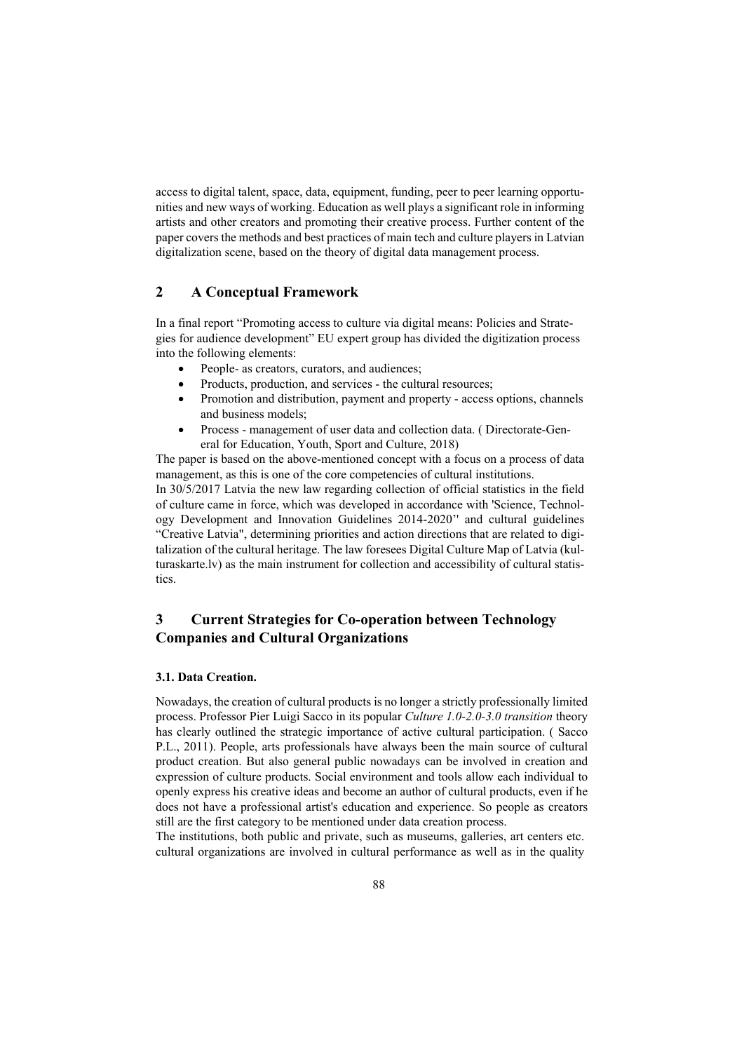access to digital talent, space, data, equipment, funding, peer to peer learning opportunities and new ways of working. Education as well plays a significant role in informing artists and other creators and promoting their creative process. Further content of the paper covers the methods and best practices of main tech and culture players in Latvian digitalization scene, based on the theory of digital data management process.

## 2 A Conceptual Framework

In a final report "Promoting access to culture via digital means: Policies and Strategies for audience development" EU expert group has divided the digitization process into the following elements:

- People- as creators, curators, and audiences;
- Products, production, and services - the cultural resources;
- Promotion and distribution, payment and property - access options, channels and business models;
- Process - management of user data and collection data. ( Directorate-General for Education, Youth, Sport and Culture, 2018)

The paper is based on the above-mentioned concept with a focus on a process of data management, as this is one of the core competencies of cultural institutions.

In 30/5/2017 Latvia the new law regarding collection of official statistics in the field of culture came in force, which was developed in accordance with 'Science, Technology Development and Innovation Guidelines 2014-2020'' and cultural guidelines "Creative Latvia", determining priorities and action directions that are related to digitalization of the cultural heritage. The law foresees Digital Culture Map of Latvia (kulturaskarte.lv) as the main instrument for collection and accessibility of cultural statistics.

## 3 Current Strategies for Co-operation between Technology Companies and Cultural Organizations

### 3.1. Data Creation.

Nowadays, the creation of cultural products is no longer a strictly professionally limited process. Professor Pier Luigi Sacco in its popular *Culture 1.0-2.0-3.0 transition* theory has clearly outlined the strategic importance of active cultural participation. ( Sacco P.L., 2011). People, arts professionals have always been the main source of cultural product creation. But also general public nowadays can be involved in creation and expression of culture products. Social environment and tools allow each individual to openly express his creative ideas and become an author of cultural products, even if he does not have a professional artist's education and experience. So people as creators still are the first category to be mentioned under data creation process.

The institutions, both public and private, such as museums, galleries, art centers etc. cultural organizations are involved in cultural performance as well as in the quality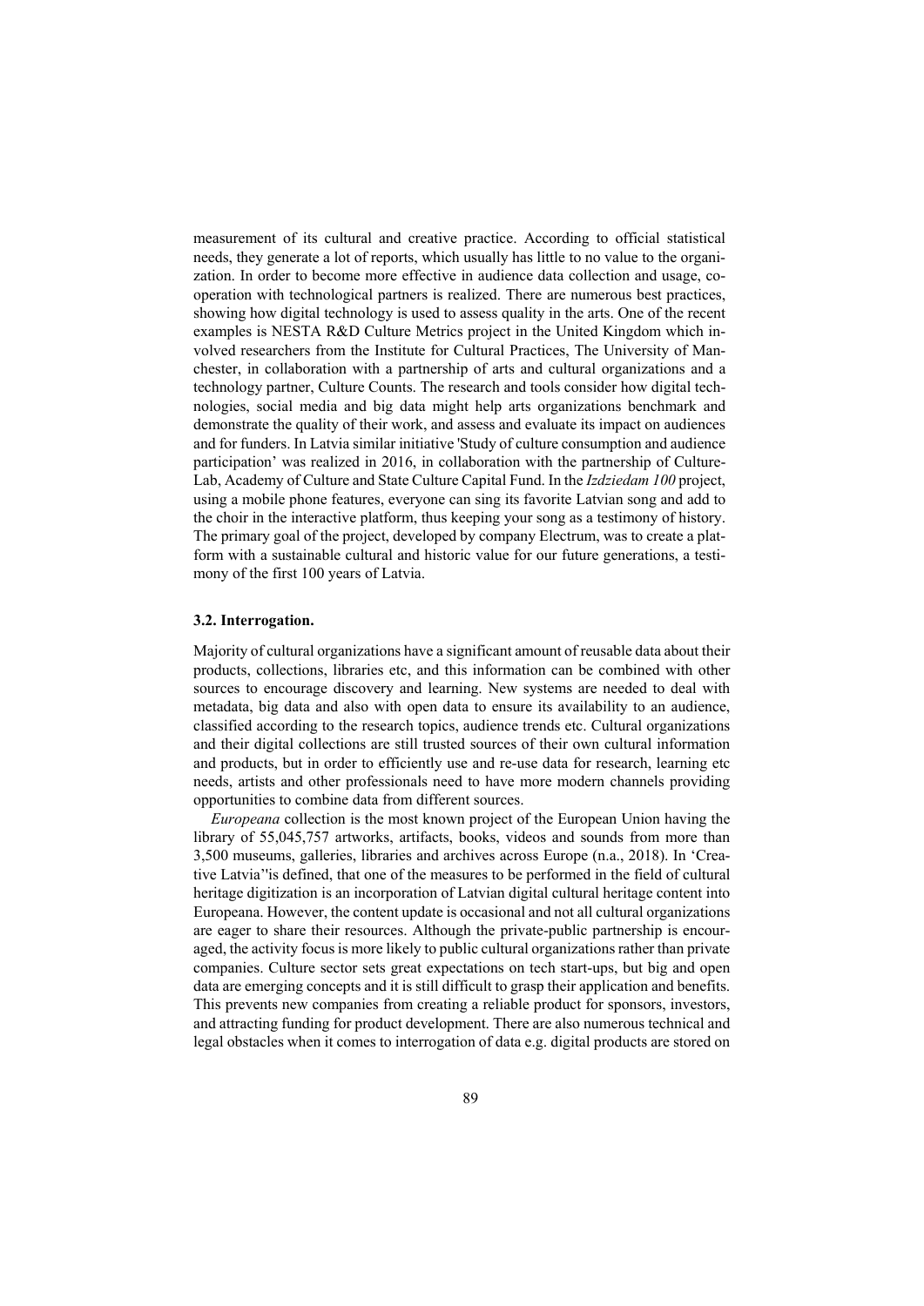measurement of its cultural and creative practice. According to official statistical needs, they generate a lot of reports, which usually has little to no value to the organization. In order to become more effective in audience data collection and usage, cooperation with technological partners is realized. There are numerous best practices, showing how digital technology is used to assess quality in the arts. One of the recent examples is NESTA R&D Culture Metrics project in the United Kingdom which involved researchers from the Institute for Cultural Practices, The University of Manchester, in collaboration with a partnership of arts and cultural organizations and a technology partner, Culture Counts. The research and tools consider how digital technologies, social media and big data might help arts organizations benchmark and demonstrate the quality of their work, and assess and evaluate its impact on audiences and for funders. In Latvia similar initiative 'Study of culture consumption and audience participation' was realized in 2016, in collaboration with the partnership of Culture-Lab, Academy of Culture and State Culture Capital Fund. In the *Izdziedam 100* project, using a mobile phone features, everyone can sing its favorite Latvian song and add to the choir in the interactive platform, thus keeping your song as a testimony of history. The primary goal of the project, developed by company Electrum, was to create a platform with a sustainable cultural and historic value for our future generations, a testimony of the first 100 years of Latvia.

### 3.2. Interrogation.

Majority of cultural organizations have a significant amount of reusable data about their products, collections, libraries etc, and this information can be combined with other sources to encourage discovery and learning. New systems are needed to deal with metadata, big data and also with open data to ensure its availability to an audience, classified according to the research topics, audience trends etc. Cultural organizations and their digital collections are still trusted sources of their own cultural information and products, but in order to efficiently use and re-use data for research, learning etc needs, artists and other professionals need to have more modern channels providing opportunities to combine data from different sources.

*Europeana* collection is the most known project of the European Union having the library of 55,045,757 artworks, artifacts, books, videos and sounds from more than 3,500 museums, galleries, libraries and archives across Europe (n.a., 2018). In 'Creative Latvia''is defined, that one of the measures to be performed in the field of cultural heritage digitization is an incorporation of Latvian digital cultural heritage content into Europeana. However, the content update is occasional and not all cultural organizations are eager to share their resources. Although the private-public partnership is encouraged, the activity focus is more likely to public cultural organizations rather than private companies. Culture sector sets great expectations on tech start-ups, but big and open data are emerging concepts and it is still difficult to grasp their application and benefits. This prevents new companies from creating a reliable product for sponsors, investors, and attracting funding for product development. There are also numerous technical and legal obstacles when it comes to interrogation of data e.g. digital products are stored on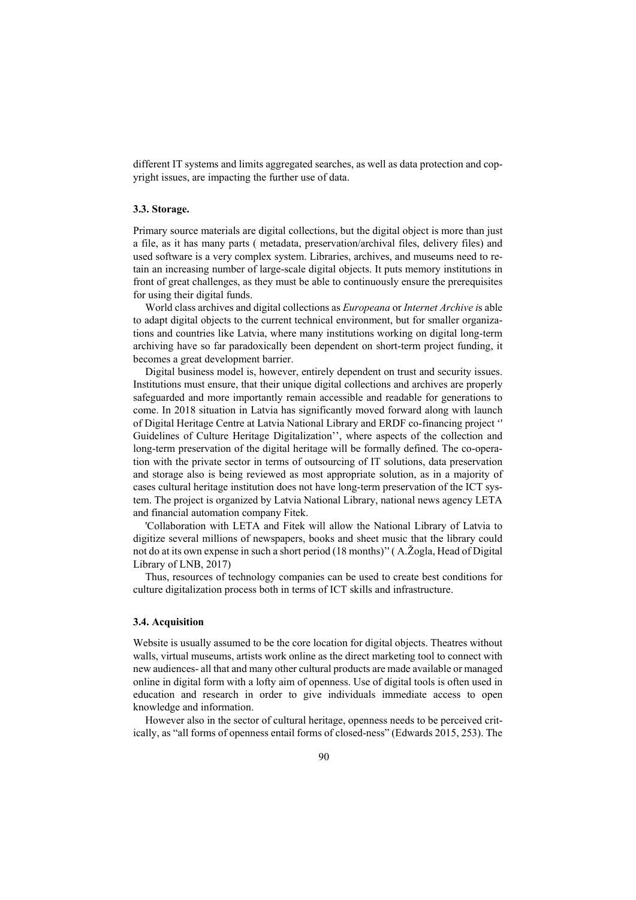different IT systems and limits aggregated searches, as well as data protection and copyright issues, are impacting the further use of data.

### 3.3. Storage.

Primary source materials are digital collections, but the digital object is more than just a file, as it has many parts ( metadata, preservation/archival files, delivery files) and used software is a very complex system. Libraries, archives, and museums need to retain an increasing number of large-scale digital objects. It puts memory institutions in front of great challenges, as they must be able to continuously ensure the prerequisites for using their digital funds.

World class archives and digital collections as *Europeana* or *Internet Archive i*s able to adapt digital objects to the current technical environment, but for smaller organizations and countries like Latvia, where many institutions working on digital long-term archiving have so far paradoxically been dependent on short-term project funding, it becomes a great development barrier.

Digital business model is, however, entirely dependent on trust and security issues. Institutions must ensure, that their unique digital collections and archives are properly safeguarded and more importantly remain accessible and readable for generations to come. In 2018 situation in Latvia has significantly moved forward along with launch of Digital Heritage Centre at Latvia National Library and ERDF co-financing project '' Guidelines of Culture Heritage Digitalization'', where aspects of the collection and long-term preservation of the digital heritage will be formally defined. The co-operation with the private sector in terms of outsourcing of IT solutions, data preservation and storage also is being reviewed as most appropriate solution, as in a majority of cases cultural heritage institution does not have long-term preservation of the ICT system. The project is organized by Latvia National Library, national news agency LETA and financial automation company Fitek.

'Collaboration with LETA and Fitek will allow the National Library of Latvia to digitize several millions of newspapers, books and sheet music that the library could not do at its own expense in such a short period (18 months)'' ( A.Žogla, Head of Digital Library of LNB, 2017)

Thus, resources of technology companies can be used to create best conditions for culture digitalization process both in terms of ICT skills and infrastructure.

### 3.4. Acquisition

Website is usually assumed to be the core location for digital objects. Theatres without walls, virtual museums, artists work online as the direct marketing tool to connect with new audiences- all that and many other cultural products are made available or managed online in digital form with a lofty aim of openness. Use of digital tools is often used in education and research in order to give individuals immediate access to open knowledge and information.

However also in the sector of cultural heritage, openness needs to be perceived critically, as "all forms of openness entail forms of closed-ness" (Edwards 2015, 253). The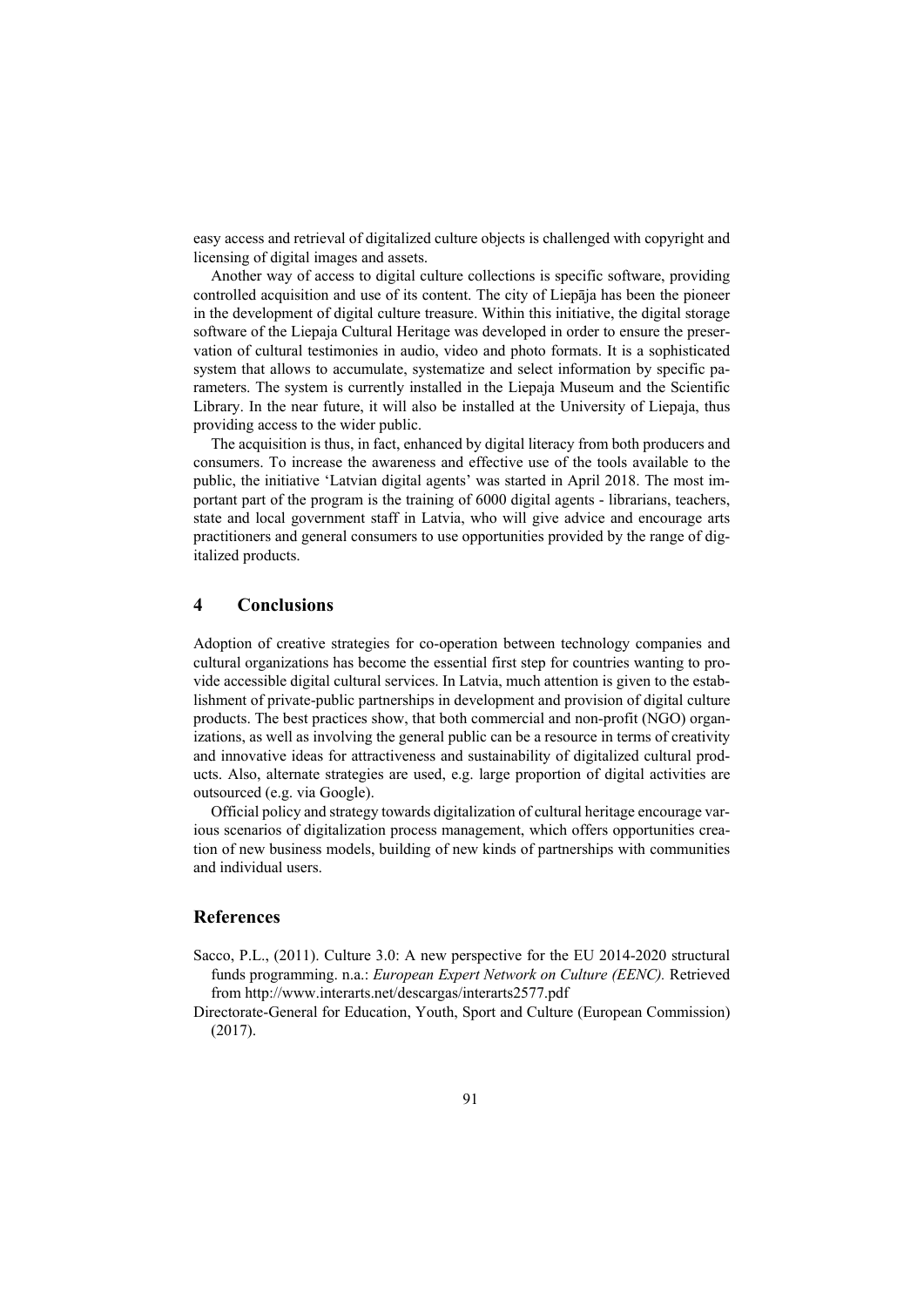easy access and retrieval of digitalized culture objects is challenged with copyright and licensing of digital images and assets.

Another way of access to digital culture collections is specific software, providing controlled acquisition and use of its content. The city of Liepāja has been the pioneer in the development of digital culture treasure. Within this initiative, the digital storage software of the Liepaja Cultural Heritage was developed in order to ensure the preservation of cultural testimonies in audio, video and photo formats. It is a sophisticated system that allows to accumulate, systematize and select information by specific parameters. The system is currently installed in the Liepaja Museum and the Scientific Library. In the near future, it will also be installed at the University of Liepaja, thus providing access to the wider public.

The acquisition is thus, in fact, enhanced by digital literacy from both producers and consumers. To increase the awareness and effective use of the tools available to the public, the initiative 'Latvian digital agents' was started in April 2018. The most important part of the program is the training of 6000 digital agents - librarians, teachers, state and local government staff in Latvia, who will give advice and encourage arts practitioners and general consumers to use opportunities provided by the range of digitalized products.

## 4 Conclusions

Adoption of creative strategies for co-operation between technology companies and cultural organizations has become the essential first step for countries wanting to provide accessible digital cultural services. In Latvia, much attention is given to the establishment of private-public partnerships in development and provision of digital culture products. The best practices show, that both commercial and non-profit (NGO) organizations, as well as involving the general public can be a resource in terms of creativity and innovative ideas for attractiveness and sustainability of digitalized cultural products. Also, alternate strategies are used, e.g. large proportion of digital activities are outsourced (e.g. via Google).

Official policy and strategy towards digitalization of cultural heritage encourage various scenarios of digitalization process management, which offers opportunities creation of new business models, building of new kinds of partnerships with communities and individual users.

## References

Sacco, P.L., (2011). Culture 3.0: A new perspective for the EU 2014-2020 structural funds programming. n.a.: *European Expert Network on Culture (EENC).* Retrieved from http://www.interarts.net/descargas/interarts2577.pdf

Directorate-General for Education, Youth, Sport and Culture (European Commission) (2017).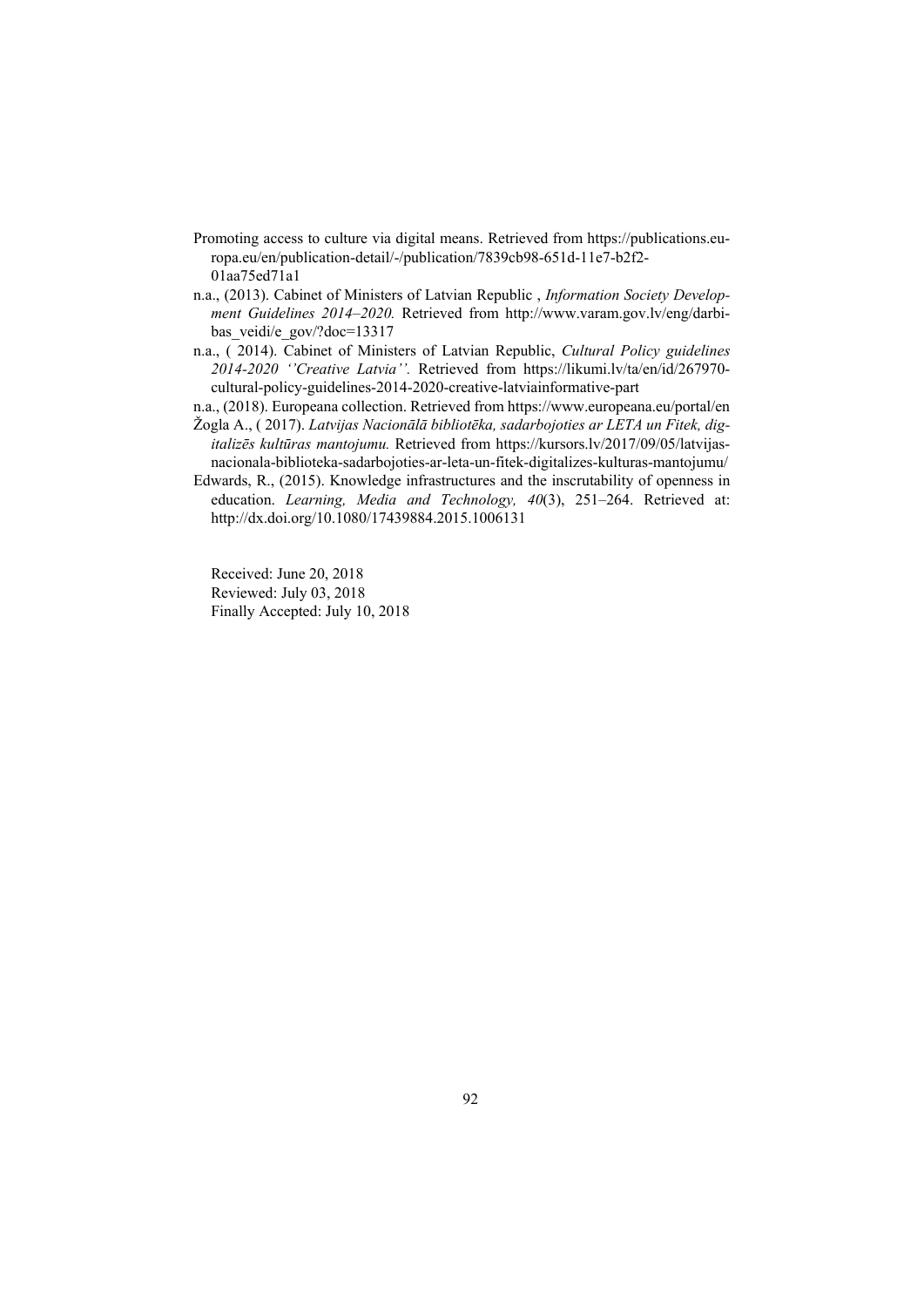Promoting access to culture via digital means. Retrieved from https://publications.europa.eu/en/publication-detail/-/publication/7839cb98-651d-11e7-b2f2-01aa75ed71a1

n.a., (2013). Cabinet of Ministers of Latvian Republic , *Information Society Development Guidelines 2014–2020.* Retrieved from http://www.varam.gov.lv/eng/darbibas_veidi/e_gov/?doc=13317

n.a., ( 2014). Cabinet of Ministers of Latvian Republic, *Cultural Policy guidelines 2014-2020 ''Creative Latvia''.* Retrieved from https://likumi.lv/ta/en/id/267970-cultural-policy-guidelines-2014-2020-creative-latviainformative-part

n.a., (2018). Europeana collection. Retrieved from https://www.europeana.eu/portal/en

Žogla A., ( 2017). *Latvijas Nacionālā bibliotēka, sadarbojoties ar LETA un Fitek, digitalizēs kultūras mantojumu.* Retrieved from https://kursors.lv/2017/09/05/latvijas-nacionala-biblioteka-sadarbojoties-ar-leta-un-fitek-digitalizes-kulturas-mantojumu/

Edwards, R., (2015). Knowledge infrastructures and the inscrutability of openness in education. *Learning, Media and Technology, 40*(3), 251–264. Retrieved at: http://dx.doi.org/10.1080/17439884.2015.1006131

Received: June 20, 2018
Reviewed: July 03, 2018
Finally Accepted: July 10, 2018